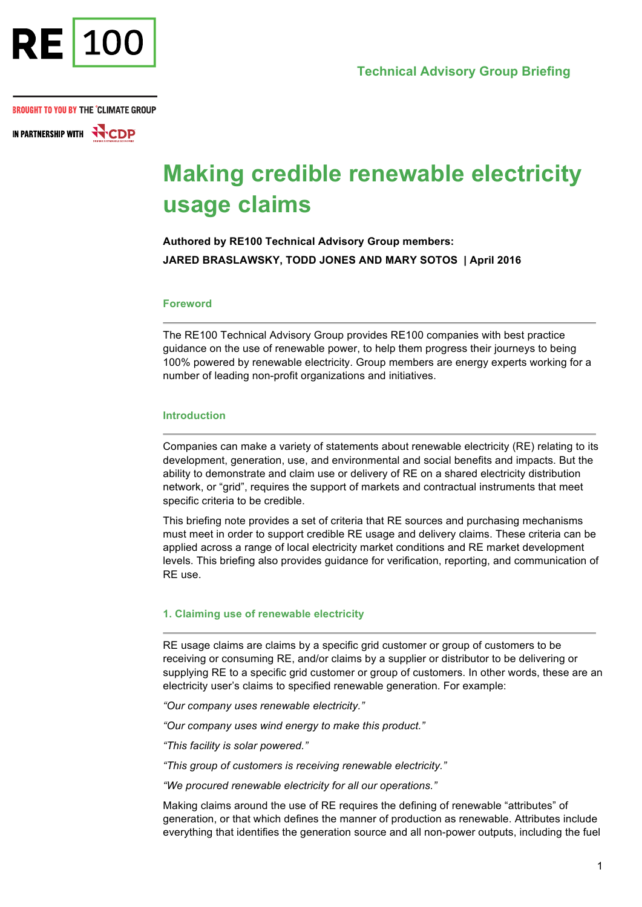RE 100

BROUGHT TO YOU BY THE CLIMATE GROUP

IN PARTNERSHIP WITH CDP

Technical Advisory Group Briefing

# Making credible renewable electricity usage claims

**Authored by RE100 Technical Advisory Group members:**
**JARED BRASLAWSKY, TODD JONES AND MARY SOTOS | April 2016**

## Foreword

The RE100 Technical Advisory Group provides RE100 companies with best practice guidance on the use of renewable power, to help them progress their journeys to being 100% powered by renewable electricity. Group members are energy experts working for a number of leading non-profit organizations and initiatives.

## Introduction

Companies can make a variety of statements about renewable electricity (RE) relating to its development, generation, use, and environmental and social benefits and impacts. But the ability to demonstrate and claim use or delivery of RE on a shared electricity distribution network, or "grid", requires the support of markets and contractual instruments that meet specific criteria to be credible.

This briefing note provides a set of criteria that RE sources and purchasing mechanisms must meet in order to support credible RE usage and delivery claims. These criteria can be applied across a range of local electricity market conditions and RE market development levels. This briefing also provides guidance for verification, reporting, and communication of RE use.

## 1. Claiming use of renewable electricity

RE usage claims are claims by a specific grid customer or group of customers to be receiving or consuming RE, and/or claims by a supplier or distributor to be delivering or supplying RE to a specific grid customer or group of customers. In other words, these are an electricity user's claims to specified renewable generation. For example:

*"Our company uses renewable electricity."*

*"Our company uses wind energy to make this product."*

*"This facility is solar powered."*

*"This group of customers is receiving renewable electricity."*

*"We procured renewable electricity for all our operations."*

Making claims around the use of RE requires the defining of renewable "attributes" of generation, or that which defines the manner of production as renewable. Attributes include everything that identifies the generation source and all non-power outputs, including the fuel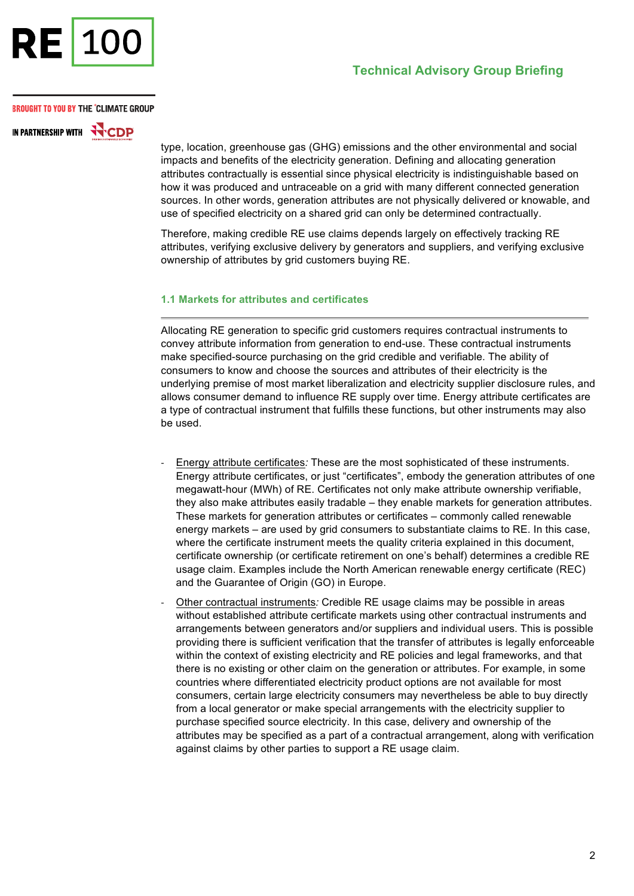type, location, greenhouse gas (GHG) emissions and the other environmental and social impacts and benefits of the electricity generation. Defining and allocating generation attributes contractually is essential since physical electricity is indistinguishable based on how it was produced and untraceable on a grid with many different connected generation sources. In other words, generation attributes are not physically delivered or knowable, and use of specified electricity on a shared grid can only be determined contractually.

Therefore, making credible RE use claims depends largely on effectively tracking RE attributes, verifying exclusive delivery by generators and suppliers, and verifying exclusive ownership of attributes by grid customers buying RE.

### 1.1 Markets for attributes and certificates

Allocating RE generation to specific grid customers requires contractual instruments to convey attribute information from generation to end-use. These contractual instruments make specified-source purchasing on the grid credible and verifiable. The ability of consumers to know and choose the sources and attributes of their electricity is the underlying premise of most market liberalization and electricity supplier disclosure rules, and allows consumer demand to influence RE supply over time. Energy attribute certificates are a type of contractual instrument that fulfills these functions, but other instruments may also be used.

- Energy attribute certificates*:* These are the most sophisticated of these instruments. Energy attribute certificates, or just “certificates”, embody the generation attributes of one megawatt-hour (MWh) of RE. Certificates not only make attribute ownership verifiable, they also make attributes easily tradable – they enable markets for generation attributes. These markets for generation attributes or certificates – commonly called renewable energy markets – are used by grid consumers to substantiate claims to RE. In this case, where the certificate instrument meets the quality criteria explained in this document, certificate ownership (or certificate retirement on one’s behalf) determines a credible RE usage claim. Examples include the North American renewable energy certificate (REC) and the Guarantee of Origin (GO) in Europe.
- Other contractual instruments*:* Credible RE usage claims may be possible in areas without established attribute certificate markets using other contractual instruments and arrangements between generators and/or suppliers and individual users. This is possible providing there is sufficient verification that the transfer of attributes is legally enforceable within the context of existing electricity and RE policies and legal frameworks, and that there is no existing or other claim on the generation or attributes. For example, in some countries where differentiated electricity product options are not available for most consumers, certain large electricity consumers may nevertheless be able to buy directly from a local generator or make special arrangements with the electricity supplier to purchase specified source electricity. In this case, delivery and ownership of the attributes may be specified as a part of a contractual arrangement, along with verification against claims by other parties to support a RE usage claim.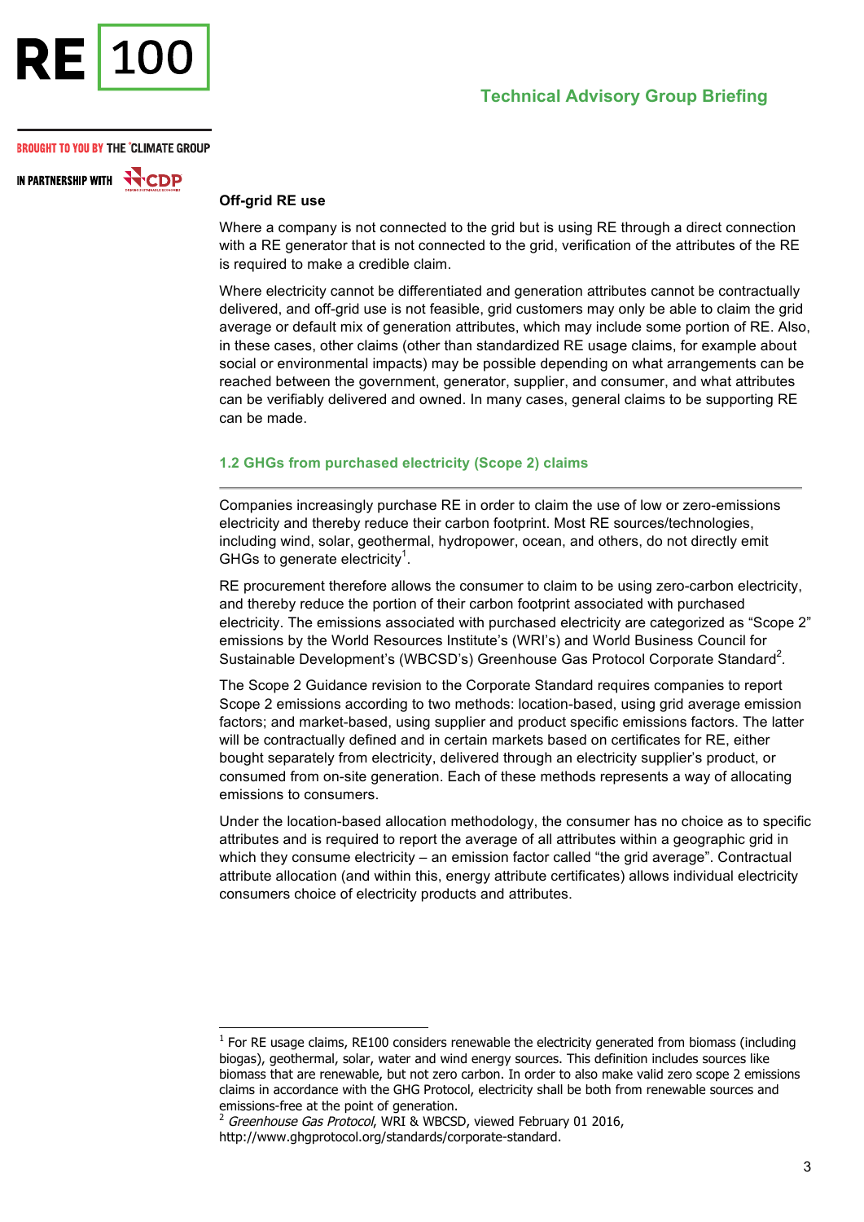**Off-grid RE use**

Where a company is not connected to the grid but is using RE through a direct connection with a RE generator that is not connected to the grid, verification of the attributes of the RE is required to make a credible claim.

Where electricity cannot be differentiated and generation attributes cannot be contractually delivered, and off-grid use is not feasible, grid customers may only be able to claim the grid average or default mix of generation attributes, which may include some portion of RE. Also, in these cases, other claims (other than standardized RE usage claims, for example about social or environmental impacts) may be possible depending on what arrangements can be reached between the government, generator, supplier, and consumer, and what attributes can be verifiably delivered and owned. In many cases, general claims to be supporting RE can be made.

### 1.2 GHGs from purchased electricity (Scope 2) claims

Companies increasingly purchase RE in order to claim the use of low or zero-emissions electricity and thereby reduce their carbon footprint. Most RE sources/technologies, including wind, solar, geothermal, hydropower, ocean, and others, do not directly emit GHGs to generate electricity[1].

RE procurement therefore allows the consumer to claim to be using zero-carbon electricity, and thereby reduce the portion of their carbon footprint associated with purchased electricity. The emissions associated with purchased electricity are categorized as "Scope 2" emissions by the World Resources Institute's (WRI's) and World Business Council for Sustainable Development's (WBCSD's) Greenhouse Gas Protocol Corporate Standard[2].

The Scope 2 Guidance revision to the Corporate Standard requires companies to report Scope 2 emissions according to two methods: location-based, using grid average emission factors; and market-based, using supplier and product specific emissions factors. The latter will be contractually defined and in certain markets based on certificates for RE, either bought separately from electricity, delivered through an electricity supplier's product, or consumed from on-site generation. Each of these methods represents a way of allocating emissions to consumers.

Under the location-based allocation methodology, the consumer has no choice as to specific attributes and is required to report the average of all attributes within a geographic grid in which they consume electricity – an emission factor called "the grid average". Contractual attribute allocation (and within this, energy attribute certificates) allows individual electricity consumers choice of electricity products and attributes.

---

[1] For RE usage claims, RE100 considers renewable the electricity generated from biomass (including biogas), geothermal, solar, water and wind energy sources. This definition includes sources like biomass that are renewable, but not zero carbon. In order to also make valid zero scope 2 emissions claims in accordance with the GHG Protocol, electricity shall be both from renewable sources and emissions-free at the point of generation.

[2] *Greenhouse Gas Protocol*, WRI & WBCSD, viewed February 01 2016, http://www.ghgprotocol.org/standards/corporate-standard.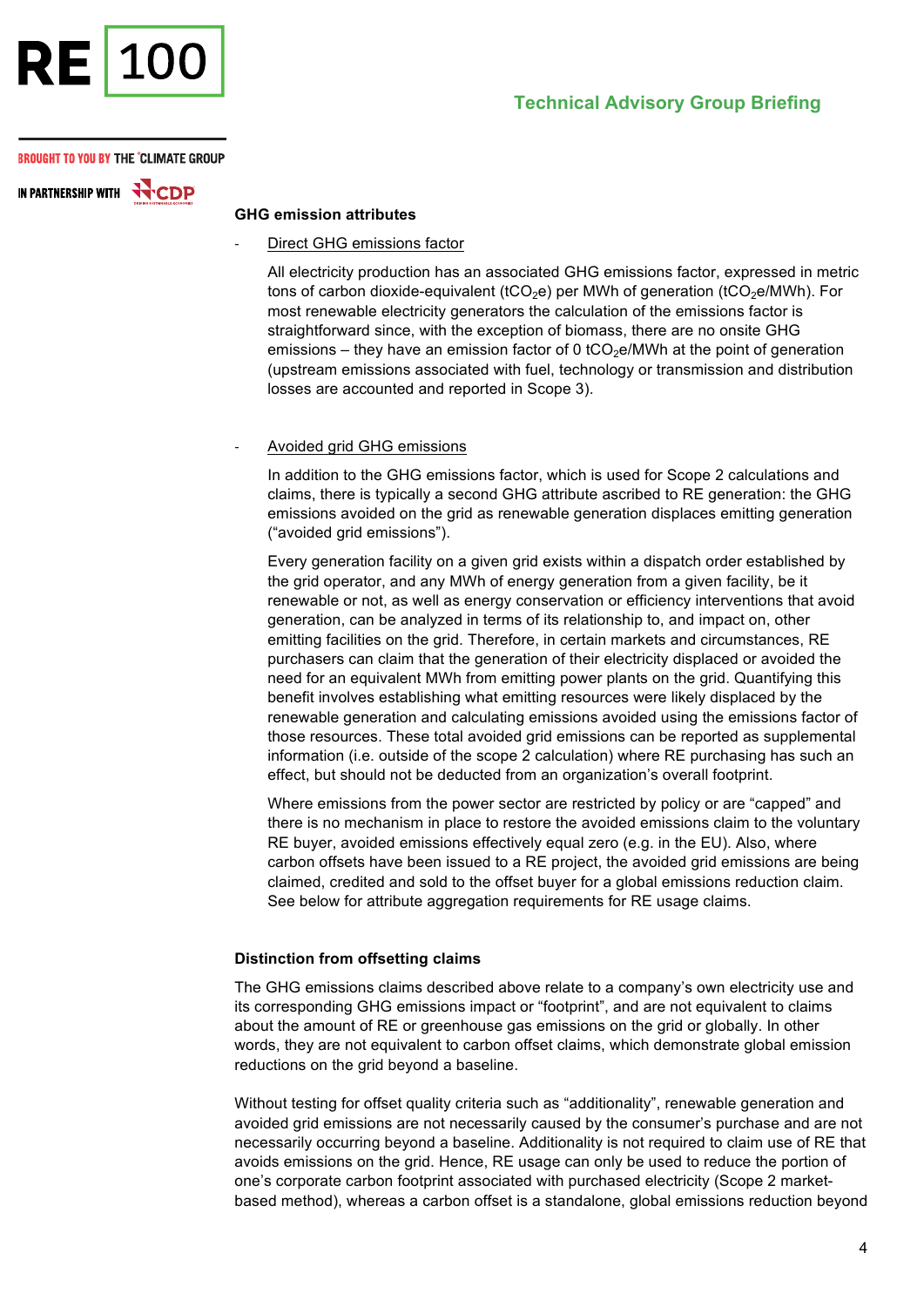### GHG emission attributes

- Direct GHG emissions factor

  All electricity production has an associated GHG emissions factor, expressed in metric tons of carbon dioxide-equivalent ($tCO_2e$) per MWh of generation ($tCO_2e/MWh$). For most renewable electricity generators the calculation of the emissions factor is straightforward since, with the exception of biomass, there are no onsite GHG emissions – they have an emission factor of 0 $tCO_2e/MWh$ at the point of generation (upstream emissions associated with fuel, technology or transmission and distribution losses are accounted and reported in Scope 3).

- Avoided grid GHG emissions

  In addition to the GHG emissions factor, which is used for Scope 2 calculations and claims, there is typically a second GHG attribute ascribed to RE generation: the GHG emissions avoided on the grid as renewable generation displaces emitting generation ("avoided grid emissions").

  Every generation facility on a given grid exists within a dispatch order established by the grid operator, and any MWh of energy generation from a given facility, be it renewable or not, as well as energy conservation or efficiency interventions that avoid generation, can be analyzed in terms of its relationship to, and impact on, other emitting facilities on the grid. Therefore, in certain markets and circumstances, RE purchasers can claim that the generation of their electricity displaced or avoided the need for an equivalent MWh from emitting power plants on the grid. Quantifying this benefit involves establishing what emitting resources were likely displaced by the renewable generation and calculating emissions avoided using the emissions factor of those resources. These total avoided grid emissions can be reported as supplemental information (i.e. outside of the scope 2 calculation) where RE purchasing has such an effect, but should not be deducted from an organization's overall footprint.

  Where emissions from the power sector are restricted by policy or are "capped" and there is no mechanism in place to restore the avoided emissions claim to the voluntary RE buyer, avoided emissions effectively equal zero (e.g. in the EU). Also, where carbon offsets have been issued to a RE project, the avoided grid emissions are being claimed, credited and sold to the offset buyer for a global emissions reduction claim. See below for attribute aggregation requirements for RE usage claims.

### Distinction from offsetting claims

The GHG emissions claims described above relate to a company's own electricity use and its corresponding GHG emissions impact or "footprint", and are not equivalent to claims about the amount of RE or greenhouse gas emissions on the grid or globally. In other words, they are not equivalent to carbon offset claims, which demonstrate global emission reductions on the grid beyond a baseline.

Without testing for offset quality criteria such as "additionality", renewable generation and avoided grid emissions are not necessarily caused by the consumer's purchase and are not necessarily occurring beyond a baseline. Additionality is not required to claim use of RE that avoids emissions on the grid. Hence, RE usage can only be used to reduce the portion of one's corporate carbon footprint associated with purchased electricity (Scope 2 market-based method), whereas a carbon offset is a standalone, global emissions reduction beyond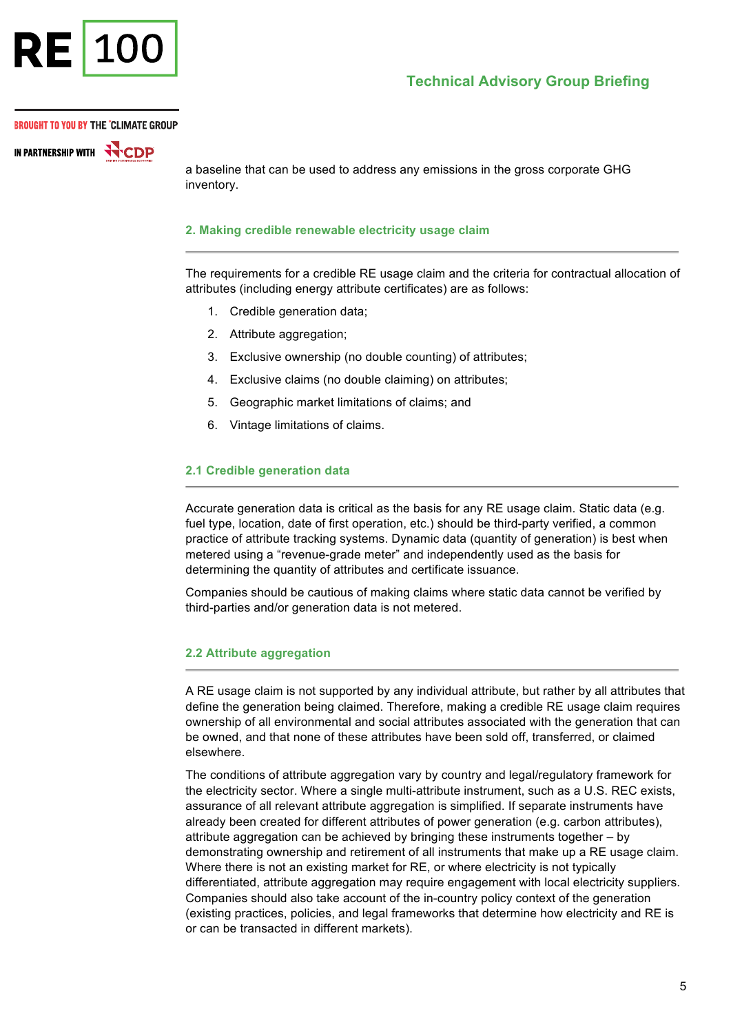a baseline that can be used to address any emissions in the gross corporate GHG inventory.

## 2. Making credible renewable electricity usage claim

The requirements for a credible RE usage claim and the criteria for contractual allocation of attributes (including energy attribute certificates) are as follows:

1. Credible generation data;
2. Attribute aggregation;
3. Exclusive ownership (no double counting) of attributes;
4. Exclusive claims (no double claiming) on attributes;
5. Geographic market limitations of claims; and
6. Vintage limitations of claims.

### 2.1 Credible generation data

Accurate generation data is critical as the basis for any RE usage claim. Static data (e.g. fuel type, location, date of first operation, etc.) should be third-party verified, a common practice of attribute tracking systems. Dynamic data (quantity of generation) is best when metered using a "revenue-grade meter" and independently used as the basis for determining the quantity of attributes and certificate issuance.

Companies should be cautious of making claims where static data cannot be verified by third-parties and/or generation data is not metered.

### 2.2 Attribute aggregation

A RE usage claim is not supported by any individual attribute, but rather by all attributes that define the generation being claimed. Therefore, making a credible RE usage claim requires ownership of all environmental and social attributes associated with the generation that can be owned, and that none of these attributes have been sold off, transferred, or claimed elsewhere.

The conditions of attribute aggregation vary by country and legal/regulatory framework for the electricity sector. Where a single multi-attribute instrument, such as a U.S. REC exists, assurance of all relevant attribute aggregation is simplified. If separate instruments have already been created for different attributes of power generation (e.g. carbon attributes), attribute aggregation can be achieved by bringing these instruments together – by demonstrating ownership and retirement of all instruments that make up a RE usage claim. Where there is not an existing market for RE, or where electricity is not typically differentiated, attribute aggregation may require engagement with local electricity suppliers. Companies should also take account of the in-country policy context of the generation (existing practices, policies, and legal frameworks that determine how electricity and RE is or can be transacted in different markets).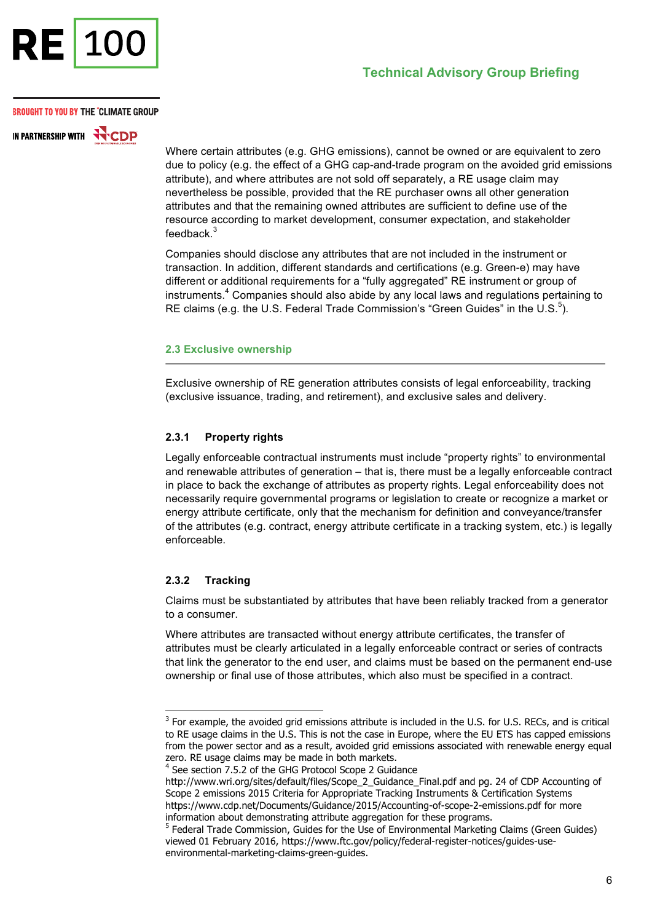Where certain attributes (e.g. GHG emissions), cannot be owned or are equivalent to zero due to policy (e.g. the effect of a GHG cap-and-trade program on the avoided grid emissions attribute), and where attributes are not sold off separately, a RE usage claim may nevertheless be possible, provided that the RE purchaser owns all other generation attributes and that the remaining owned attributes are sufficient to define use of the resource according to market development, consumer expectation, and stakeholder feedback.[3]

Companies should disclose any attributes that are not included in the instrument or transaction. In addition, different standards and certifications (e.g. Green-e) may have different or additional requirements for a "fully aggregated" RE instrument or group of instruments.[4] Companies should also abide by any local laws and regulations pertaining to RE claims (e.g. the U.S. Federal Trade Commission's "Green Guides" in the U.S.[5]).

## 2.3 Exclusive ownership

Exclusive ownership of RE generation attributes consists of legal enforceability, tracking (exclusive issuance, trading, and retirement), and exclusive sales and delivery.

### 2.3.1 Property rights

Legally enforceable contractual instruments must include "property rights" to environmental and renewable attributes of generation – that is, there must be a legally enforceable contract in place to back the exchange of attributes as property rights. Legal enforceability does not necessarily require governmental programs or legislation to create or recognize a market or energy attribute certificate, only that the mechanism for definition and conveyance/transfer of the attributes (e.g. contract, energy attribute certificate in a tracking system, etc.) is legally enforceable.

### 2.3.2 Tracking

Claims must be substantiated by attributes that have been reliably tracked from a generator to a consumer.

Where attributes are transacted without energy attribute certificates, the transfer of attributes must be clearly articulated in a legally enforceable contract or series of contracts that link the generator to the end user, and claims must be based on the permanent end-use ownership or final use of those attributes, which also must be specified in a contract.

---

[3] For example, the avoided grid emissions attribute is included in the U.S. for U.S. RECs, and is critical to RE usage claims in the U.S. This is not the case in Europe, where the EU ETS has capped emissions from the power sector and as a result, avoided grid emissions associated with renewable energy equal zero. RE usage claims may be made in both markets.

[4] See section 7.5.2 of the GHG Protocol Scope 2 Guidance http://www.wri.org/sites/default/files/Scope_2_Guidance_Final.pdf and pg. 24 of CDP Accounting of Scope 2 emissions 2015 Criteria for Appropriate Tracking Instruments & Certification Systems https://www.cdp.net/Documents/Guidance/2015/Accounting-of-scope-2-emissions.pdf for more information about demonstrating attribute aggregation for these programs.

[5] Federal Trade Commission, Guides for the Use of Environmental Marketing Claims (Green Guides) viewed 01 February 2016, https://www.ftc.gov/policy/federal-register-notices/guides-use-environmental-marketing-claims-green-guides.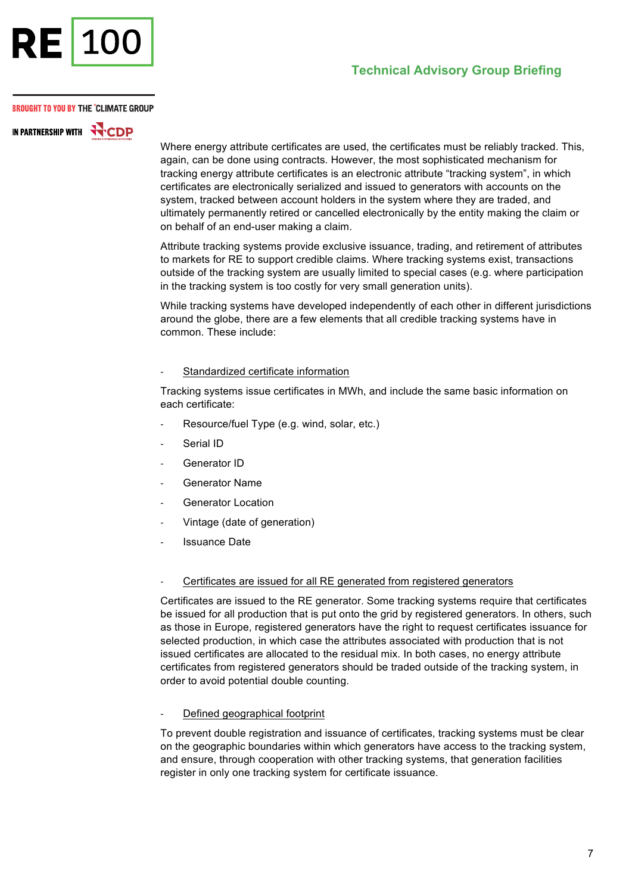Where energy attribute certificates are used, the certificates must be reliably tracked. This, again, can be done using contracts. However, the most sophisticated mechanism for tracking energy attribute certificates is an electronic attribute "tracking system", in which certificates are electronically serialized and issued to generators with accounts on the system, tracked between account holders in the system where they are traded, and ultimately permanently retired or cancelled electronically by the entity making the claim or on behalf of an end-user making a claim.

Attribute tracking systems provide exclusive issuance, trading, and retirement of attributes to markets for RE to support credible claims. Where tracking systems exist, transactions outside of the tracking system are usually limited to special cases (e.g. where participation in the tracking system is too costly for very small generation units).

While tracking systems have developed independently of each other in different jurisdictions around the globe, there are a few elements that all credible tracking systems have in common. These include:

- Standardized certificate information

Tracking systems issue certificates in MWh, and include the same basic information on each certificate:

- Resource/fuel Type (e.g. wind, solar, etc.)
- Serial ID
- Generator ID
- Generator Name
- Generator Location
- Vintage (date of generation)
- Issuance Date

- Certificates are issued for all RE generated from registered generators

Certificates are issued to the RE generator. Some tracking systems require that certificates be issued for all production that is put onto the grid by registered generators. In others, such as those in Europe, registered generators have the right to request certificates issuance for selected production, in which case the attributes associated with production that is not issued certificates are allocated to the residual mix. In both cases, no energy attribute certificates from registered generators should be traded outside of the tracking system, in order to avoid potential double counting.

- Defined geographical footprint

To prevent double registration and issuance of certificates, tracking systems must be clear on the geographic boundaries within which generators have access to the tracking system, and ensure, through cooperation with other tracking systems, that generation facilities register in only one tracking system for certificate issuance.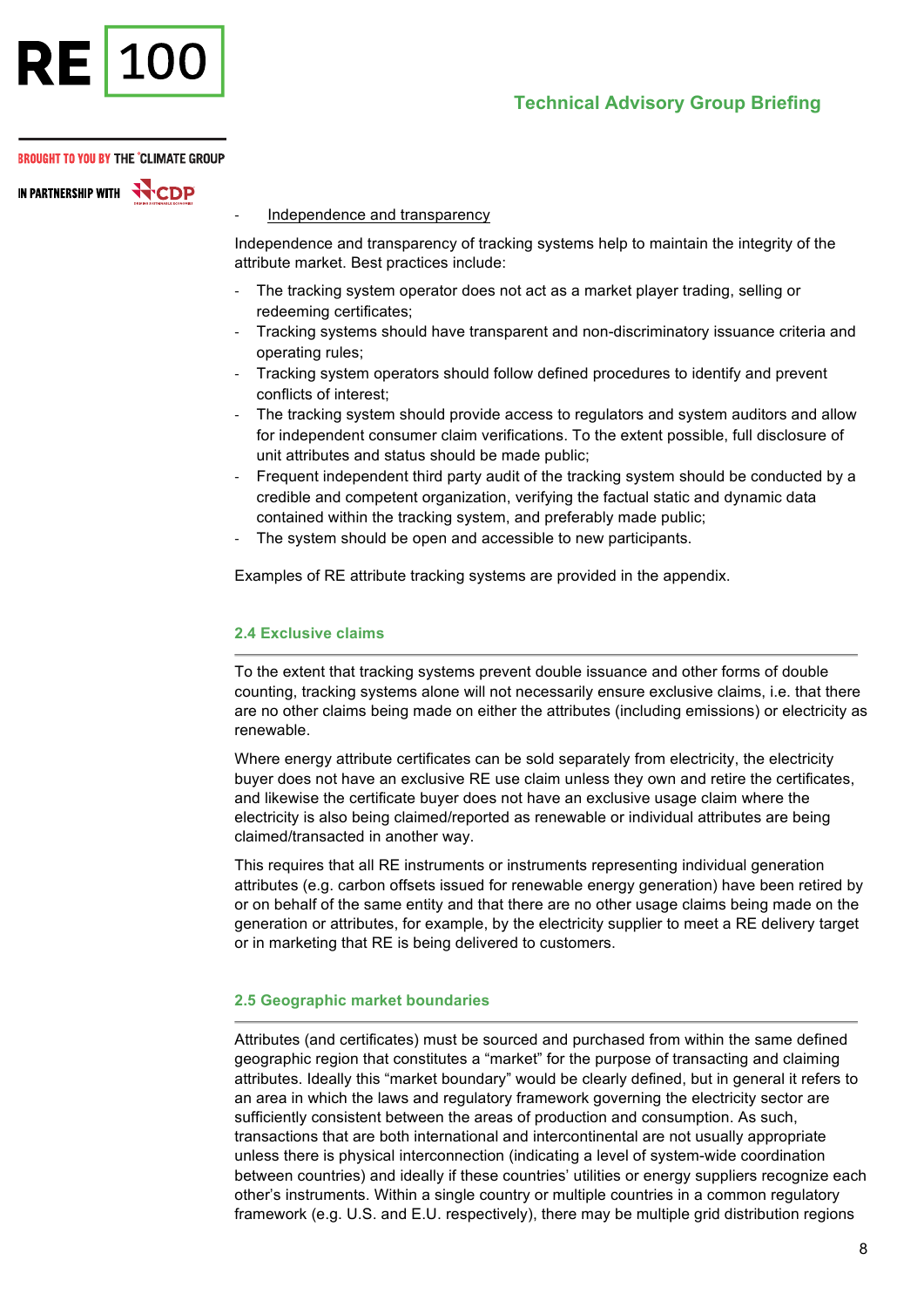- Independence and transparency

Independence and transparency of tracking systems help to maintain the integrity of the attribute market. Best practices include:

- The tracking system operator does not act as a market player trading, selling or redeeming certificates;
- Tracking systems should have transparent and non-discriminatory issuance criteria and operating rules;
- Tracking system operators should follow defined procedures to identify and prevent conflicts of interest;
- The tracking system should provide access to regulators and system auditors and allow for independent consumer claim verifications. To the extent possible, full disclosure of unit attributes and status should be made public;
- Frequent independent third party audit of the tracking system should be conducted by a credible and competent organization, verifying the factual static and dynamic data contained within the tracking system, and preferably made public;
- The system should be open and accessible to new participants.

Examples of RE attribute tracking systems are provided in the appendix.

### 2.4 Exclusive claims

To the extent that tracking systems prevent double issuance and other forms of double counting, tracking systems alone will not necessarily ensure exclusive claims, i.e. that there are no other claims being made on either the attributes (including emissions) or electricity as renewable.

Where energy attribute certificates can be sold separately from electricity, the electricity buyer does not have an exclusive RE use claim unless they own and retire the certificates, and likewise the certificate buyer does not have an exclusive usage claim where the electricity is also being claimed/reported as renewable or individual attributes are being claimed/transacted in another way.

This requires that all RE instruments or instruments representing individual generation attributes (e.g. carbon offsets issued for renewable energy generation) have been retired by or on behalf of the same entity and that there are no other usage claims being made on the generation or attributes, for example, by the electricity supplier to meet a RE delivery target or in marketing that RE is being delivered to customers.

### 2.5 Geographic market boundaries

Attributes (and certificates) must be sourced and purchased from within the same defined geographic region that constitutes a "market" for the purpose of transacting and claiming attributes. Ideally this "market boundary" would be clearly defined, but in general it refers to an area in which the laws and regulatory framework governing the electricity sector are sufficiently consistent between the areas of production and consumption. As such, transactions that are both international and intercontinental are not usually appropriate unless there is physical interconnection (indicating a level of system-wide coordination between countries) and ideally if these countries' utilities or energy suppliers recognize each other's instruments. Within a single country or multiple countries in a common regulatory framework (e.g. U.S. and E.U. respectively), there may be multiple grid distribution regions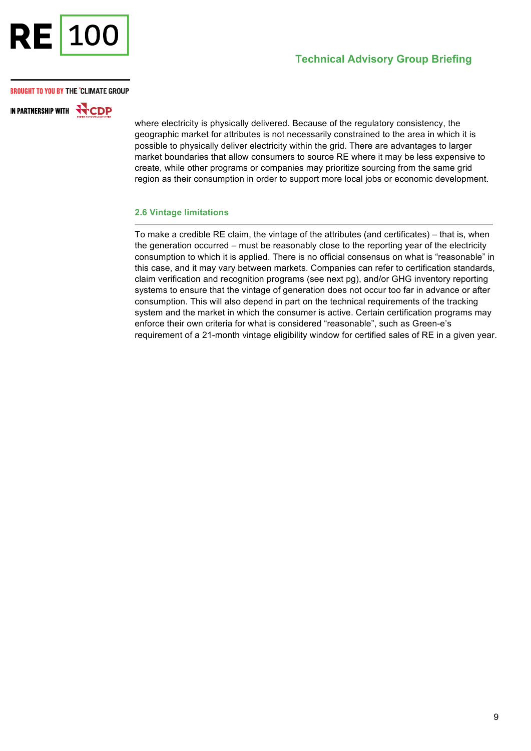where electricity is physically delivered. Because of the regulatory consistency, the geographic market for attributes is not necessarily constrained to the area in which it is possible to physically deliver electricity within the grid. There are advantages to larger market boundaries that allow consumers to source RE where it may be less expensive to create, while other programs or companies may prioritize sourcing from the same grid region as their consumption in order to support more local jobs or economic development.

### 2.6 Vintage limitations

To make a credible RE claim, the vintage of the attributes (and certificates) – that is, when the generation occurred – must be reasonably close to the reporting year of the electricity consumption to which it is applied. There is no official consensus on what is "reasonable" in this case, and it may vary between markets. Companies can refer to certification standards, claim verification and recognition programs (see next pg), and/or GHG inventory reporting systems to ensure that the vintage of generation does not occur too far in advance or after consumption. This will also depend in part on the technical requirements of the tracking system and the market in which the consumer is active. Certain certification programs may enforce their own criteria for what is considered "reasonable", such as Green-e's requirement of a 21-month vintage eligibility window for certified sales of RE in a given year.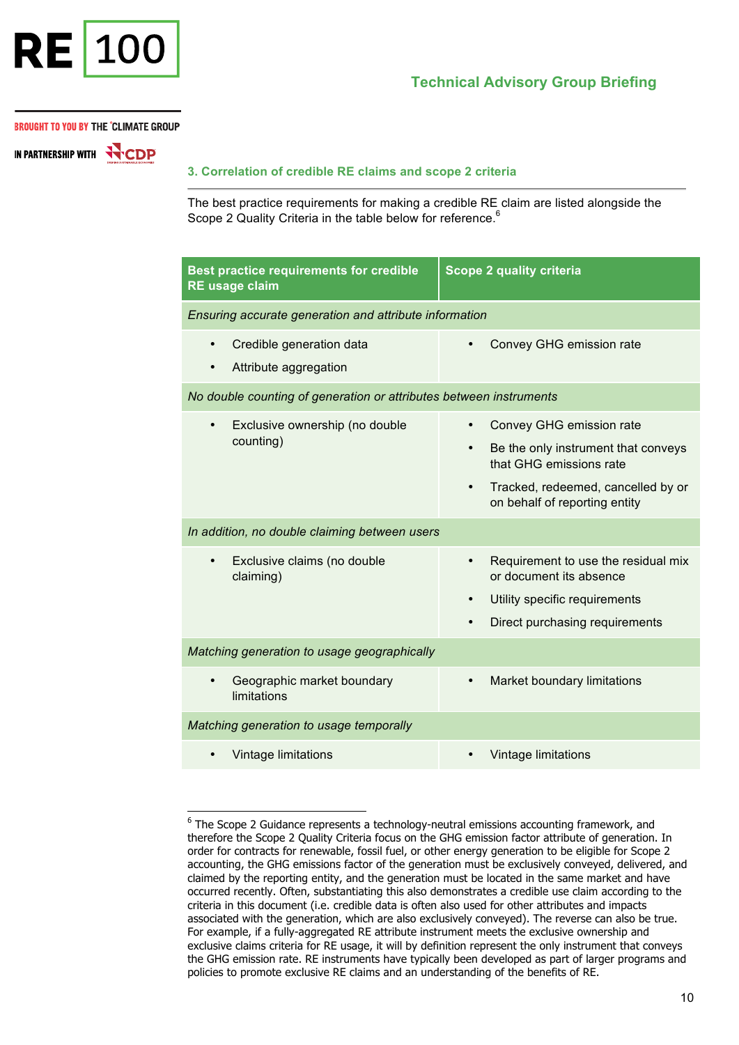## 3. Correlation of credible RE claims and scope 2 criteria

The best practice requirements for making a credible RE claim are listed alongside the Scope 2 Quality Criteria in the table below for reference.[6]

| Best practice requirements for credible RE usage claim | Scope 2 quality criteria |
|---|---|
| *Ensuring accurate generation and attribute information* | |
| • Credible generation data<br>• Attribute aggregation | • Convey GHG emission rate |
| *No double counting of generation or attributes between instruments* | |
| • Exclusive ownership (no double counting) | • Convey GHG emission rate<br>• Be the only instrument that conveys that GHG emissions rate<br>• Tracked, redeemed, cancelled by or on behalf of reporting entity |
| *In addition, no double claiming between users* | |
| • Exclusive claims (no double claiming) | • Requirement to use the residual mix or document its absence<br>• Utility specific requirements<br>• Direct purchasing requirements |
| *Matching generation to usage geographically* | |
| • Geographic market boundary limitations | • Market boundary limitations |
| *Matching generation to usage temporally* | |
| • Vintage limitations | • Vintage limitations |

[6] The Scope 2 Guidance represents a technology-neutral emissions accounting framework, and therefore the Scope 2 Quality Criteria focus on the GHG emission factor attribute of generation. In order for contracts for renewable, fossil fuel, or other energy generation to be eligible for Scope 2 accounting, the GHG emissions factor of the generation must be exclusively conveyed, delivered, and claimed by the reporting entity, and the generation must be located in the same market and have occurred recently. Often, substantiating this also demonstrates a credible use claim according to the criteria in this document (i.e. credible data is often also used for other attributes and impacts associated with the generation, which are also exclusively conveyed). The reverse can also be true. For example, if a fully-aggregated RE attribute instrument meets the exclusive ownership and exclusive claims criteria for RE usage, it will by definition represent the only instrument that conveys the GHG emission rate. RE instruments have typically been developed as part of larger programs and policies to promote exclusive RE claims and an understanding of the benefits of RE.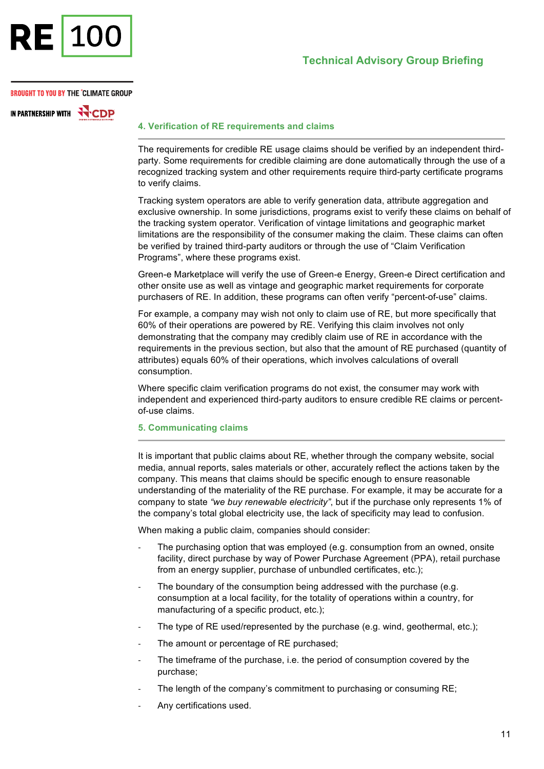## 4. Verification of RE requirements and claims

The requirements for credible RE usage claims should be verified by an independent third-party. Some requirements for credible claiming are done automatically through the use of a recognized tracking system and other requirements require third-party certificate programs to verify claims.

Tracking system operators are able to verify generation data, attribute aggregation and exclusive ownership. In some jurisdictions, programs exist to verify these claims on behalf of the tracking system operator. Verification of vintage limitations and geographic market limitations are the responsibility of the consumer making the claim. These claims can often be verified by trained third-party auditors or through the use of "Claim Verification Programs", where these programs exist.

Green-e Marketplace will verify the use of Green-e Energy, Green-e Direct certification and other onsite use as well as vintage and geographic market requirements for corporate purchasers of RE. In addition, these programs can often verify "percent-of-use" claims.

For example, a company may wish not only to claim use of RE, but more specifically that 60% of their operations are powered by RE. Verifying this claim involves not only demonstrating that the company may credibly claim use of RE in accordance with the requirements in the previous section, but also that the amount of RE purchased (quantity of attributes) equals 60% of their operations, which involves calculations of overall consumption.

Where specific claim verification programs do not exist, the consumer may work with independent and experienced third-party auditors to ensure credible RE claims or percent-of-use claims.

## 5. Communicating claims

It is important that public claims about RE, whether through the company website, social media, annual reports, sales materials or other, accurately reflect the actions taken by the company. This means that claims should be specific enough to ensure reasonable understanding of the materiality of the RE purchase. For example, it may be accurate for a company to state *"we buy renewable electricity"*, but if the purchase only represents 1% of the company's total global electricity use, the lack of specificity may lead to confusion.

When making a public claim, companies should consider:

- The purchasing option that was employed (e.g. consumption from an owned, onsite facility, direct purchase by way of Power Purchase Agreement (PPA), retail purchase from an energy supplier, purchase of unbundled certificates, etc.);
- The boundary of the consumption being addressed with the purchase (e.g. consumption at a local facility, for the totality of operations within a country, for manufacturing of a specific product, etc.);
- The type of RE used/represented by the purchase (e.g. wind, geothermal, etc.);
- The amount or percentage of RE purchased;
- The timeframe of the purchase, i.e. the period of consumption covered by the purchase;
- The length of the company's commitment to purchasing or consuming RE;
- Any certifications used.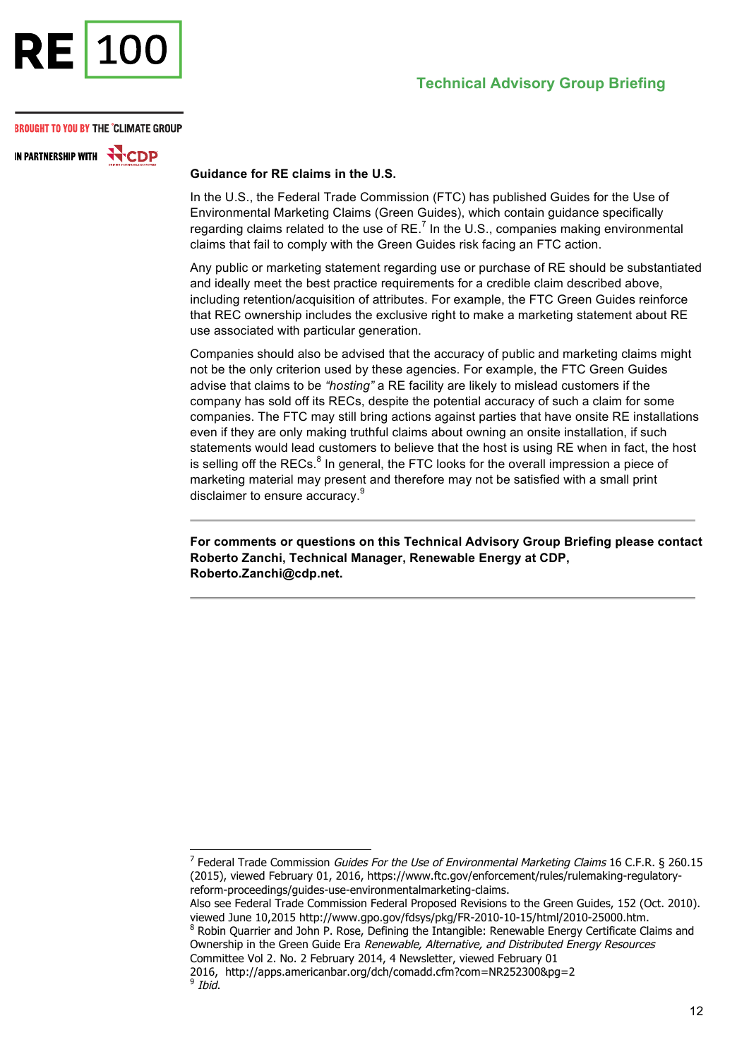### Guidance for RE claims in the U.S.

In the U.S., the Federal Trade Commission (FTC) has published Guides for the Use of Environmental Marketing Claims (Green Guides), which contain guidance specifically regarding claims related to the use of RE.[7] In the U.S., companies making environmental claims that fail to comply with the Green Guides risk facing an FTC action.

Any public or marketing statement regarding use or purchase of RE should be substantiated and ideally meet the best practice requirements for a credible claim described above, including retention/acquisition of attributes. For example, the FTC Green Guides reinforce that REC ownership includes the exclusive right to make a marketing statement about RE use associated with particular generation.

Companies should also be advised that the accuracy of public and marketing claims might not be the only criterion used by these agencies. For example, the FTC Green Guides advise that claims to be *"hosting"* a RE facility are likely to mislead customers if the company has sold off its RECs, despite the potential accuracy of such a claim for some companies. The FTC may still bring actions against parties that have onsite RE installations even if they are only making truthful claims about owning an onsite installation, if such statements would lead customers to believe that the host is using RE when in fact, the host is selling off the RECs.[8] In general, the FTC looks for the overall impression a piece of marketing material may present and therefore may not be satisfied with a small print disclaimer to ensure accuracy.[9]

---

**For comments or questions on this Technical Advisory Group Briefing please contact Roberto Zanchi, Technical Manager, Renewable Energy at CDP, Roberto.Zanchi@cdp.net.**

---

[7] Federal Trade Commission *Guides For the Use of Environmental Marketing Claims* 16 C.F.R. § 260.15 (2015), viewed February 01, 2016, https://www.ftc.gov/enforcement/rules/rulemaking-regulatory-reform-proceedings/guides-use-environmentalmarketing-claims.
Also see Federal Trade Commission Federal Proposed Revisions to the Green Guides, 152 (Oct. 2010). viewed June 10,2015 http://www.gpo.gov/fdsys/pkg/FR-2010-10-15/html/2010-25000.htm.

[8] Robin Quarrier and John P. Rose, Defining the Intangible: Renewable Energy Certificate Claims and Ownership in the Green Guide Era *Renewable, Alternative, and Distributed Energy Resources* Committee Vol 2. No. 2 February 2014, 4 Newsletter, viewed February 01 2016, http://apps.americanbar.org/dch/comadd.cfm?com=NR252300&pg=2

[9] *Ibid.*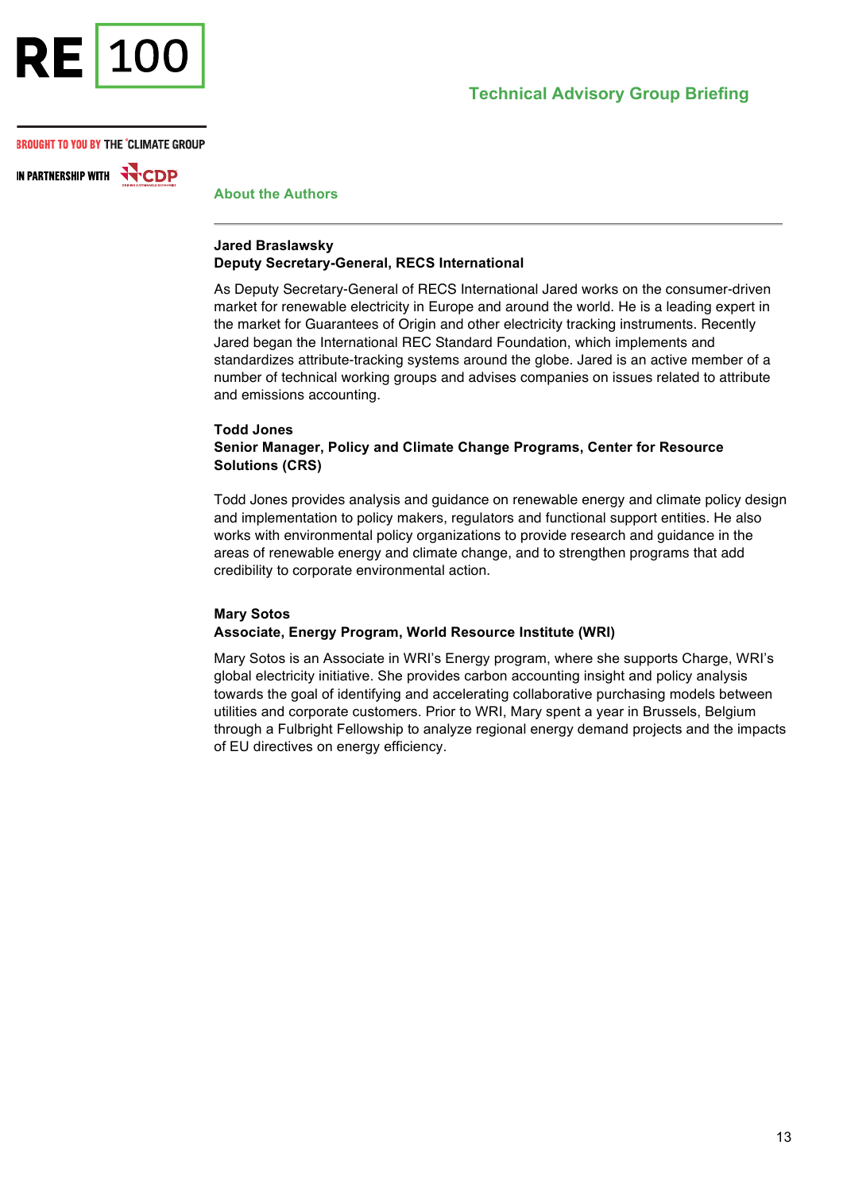## About the Authors

**Jared Braslawsky**
**Deputy Secretary-General, RECS International**

As Deputy Secretary-General of RECS International Jared works on the consumer-driven market for renewable electricity in Europe and around the world. He is a leading expert in the market for Guarantees of Origin and other electricity tracking instruments. Recently Jared began the International REC Standard Foundation, which implements and standardizes attribute-tracking systems around the globe. Jared is an active member of a number of technical working groups and advises companies on issues related to attribute and emissions accounting.

**Todd Jones**
**Senior Manager, Policy and Climate Change Programs, Center for Resource Solutions (CRS)**

Todd Jones provides analysis and guidance on renewable energy and climate policy design and implementation to policy makers, regulators and functional support entities. He also works with environmental policy organizations to provide research and guidance in the areas of renewable energy and climate change, and to strengthen programs that add credibility to corporate environmental action.

**Mary Sotos**
**Associate, Energy Program, World Resource Institute (WRI)**

Mary Sotos is an Associate in WRI's Energy program, where she supports Charge, WRI's global electricity initiative. She provides carbon accounting insight and policy analysis towards the goal of identifying and accelerating collaborative purchasing models between utilities and corporate customers. Prior to WRI, Mary spent a year in Brussels, Belgium through a Fulbright Fellowship to analyze regional energy demand projects and the impacts of EU directives on energy efficiency.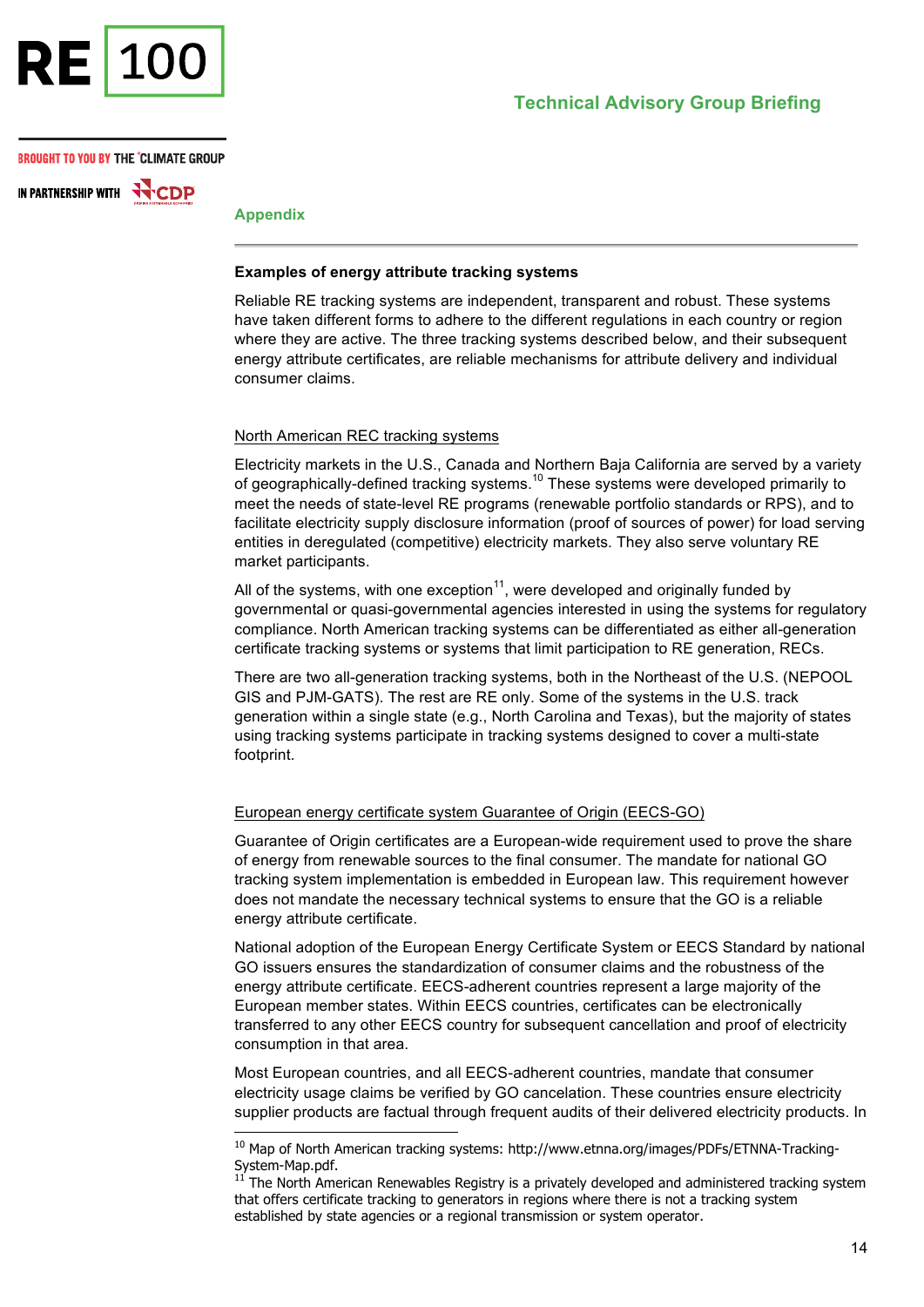## Appendix

### Examples of energy attribute tracking systems

Reliable RE tracking systems are independent, transparent and robust. These systems have taken different forms to adhere to the different regulations in each country or region where they are active. The three tracking systems described below, and their subsequent energy attribute certificates, are reliable mechanisms for attribute delivery and individual consumer claims.

#### North American REC tracking systems

Electricity markets in the U.S., Canada and Northern Baja California are served by a variety of geographically-defined tracking systems.[10] These systems were developed primarily to meet the needs of state-level RE programs (renewable portfolio standards or RPS), and to facilitate electricity supply disclosure information (proof of sources of power) for load serving entities in deregulated (competitive) electricity markets. They also serve voluntary RE market participants.

All of the systems, with one exception[11], were developed and originally funded by governmental or quasi-governmental agencies interested in using the systems for regulatory compliance. North American tracking systems can be differentiated as either all-generation certificate tracking systems or systems that limit participation to RE generation, RECs.

There are two all-generation tracking systems, both in the Northeast of the U.S. (NEPOOL GIS and PJM-GATS). The rest are RE only. Some of the systems in the U.S. track generation within a single state (e.g., North Carolina and Texas), but the majority of states using tracking systems participate in tracking systems designed to cover a multi-state footprint.

#### European energy certificate system Guarantee of Origin (EECS-GO)

Guarantee of Origin certificates are a European-wide requirement used to prove the share of energy from renewable sources to the final consumer. The mandate for national GO tracking system implementation is embedded in European law. This requirement however does not mandate the necessary technical systems to ensure that the GO is a reliable energy attribute certificate.

National adoption of the European Energy Certificate System or EECS Standard by national GO issuers ensures the standardization of consumer claims and the robustness of the energy attribute certificate. EECS-adherent countries represent a large majority of the European member states. Within EECS countries, certificates can be electronically transferred to any other EECS country for subsequent cancellation and proof of electricity consumption in that area.

Most European countries, and all EECS-adherent countries, mandate that consumer electricity usage claims be verified by GO cancelation. These countries ensure electricity supplier products are factual through frequent audits of their delivered electricity products. In

---

[10] Map of North American tracking systems: http://www.etnna.org/images/PDFs/ETNNA-Tracking-System-Map.pdf.

[11] The North American Renewables Registry is a privately developed and administered tracking system that offers certificate tracking to generators in regions where there is not a tracking system established by state agencies or a regional transmission or system operator.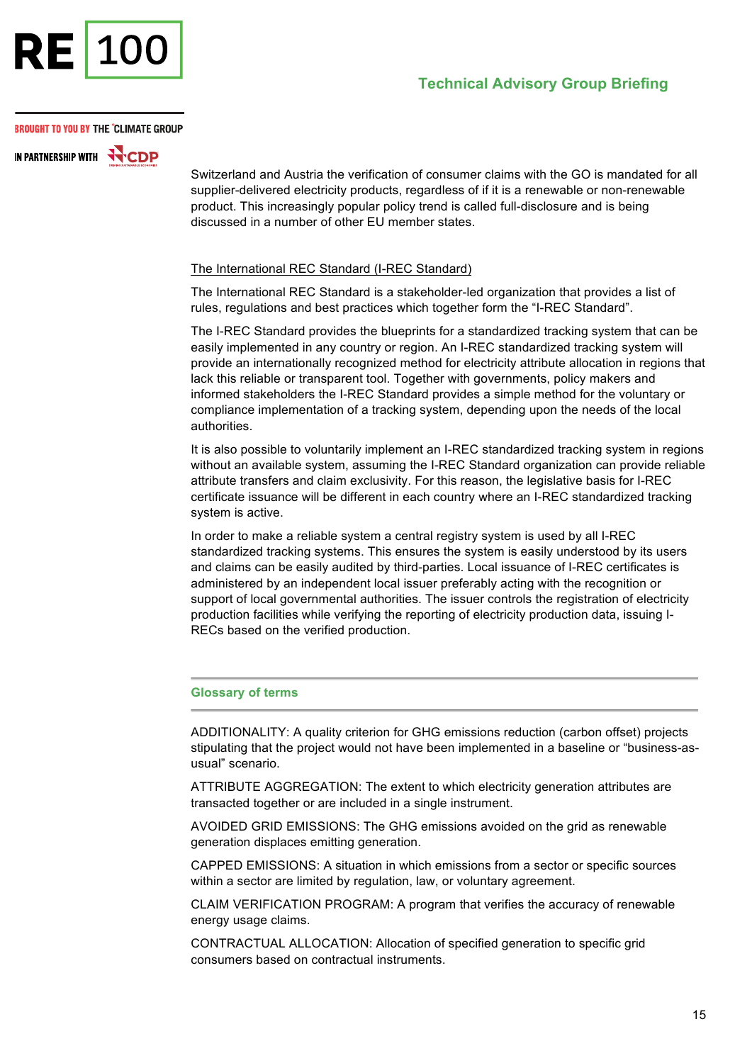Switzerland and Austria the verification of consumer claims with the GO is mandated for all supplier-delivered electricity products, regardless of if it is a renewable or non-renewable product. This increasingly popular policy trend is called full-disclosure and is being discussed in a number of other EU member states.

### The International REC Standard (I-REC Standard)

The International REC Standard is a stakeholder-led organization that provides a list of rules, regulations and best practices which together form the "I-REC Standard".

The I-REC Standard provides the blueprints for a standardized tracking system that can be easily implemented in any country or region. An I-REC standardized tracking system will provide an internationally recognized method for electricity attribute allocation in regions that lack this reliable or transparent tool. Together with governments, policy makers and informed stakeholders the I-REC Standard provides a simple method for the voluntary or compliance implementation of a tracking system, depending upon the needs of the local authorities.

It is also possible to voluntarily implement an I-REC standardized tracking system in regions without an available system, assuming the I-REC Standard organization can provide reliable attribute transfers and claim exclusivity. For this reason, the legislative basis for I-REC certificate issuance will be different in each country where an I-REC standardized tracking system is active.

In order to make a reliable system a central registry system is used by all I-REC standardized tracking systems. This ensures the system is easily understood by its users and claims can be easily audited by third-parties. Local issuance of I-REC certificates is administered by an independent local issuer preferably acting with the recognition or support of local governmental authorities. The issuer controls the registration of electricity production facilities while verifying the reporting of electricity production data, issuing I-RECs based on the verified production.

## Glossary of terms

ADDITIONALITY: A quality criterion for GHG emissions reduction (carbon offset) projects stipulating that the project would not have been implemented in a baseline or "business-as-usual" scenario.

ATTRIBUTE AGGREGATION: The extent to which electricity generation attributes are transacted together or are included in a single instrument.

AVOIDED GRID EMISSIONS: The GHG emissions avoided on the grid as renewable generation displaces emitting generation.

CAPPED EMISSIONS: A situation in which emissions from a sector or specific sources within a sector are limited by regulation, law, or voluntary agreement.

CLAIM VERIFICATION PROGRAM: A program that verifies the accuracy of renewable energy usage claims.

CONTRACTUAL ALLOCATION: Allocation of specified generation to specific grid consumers based on contractual instruments.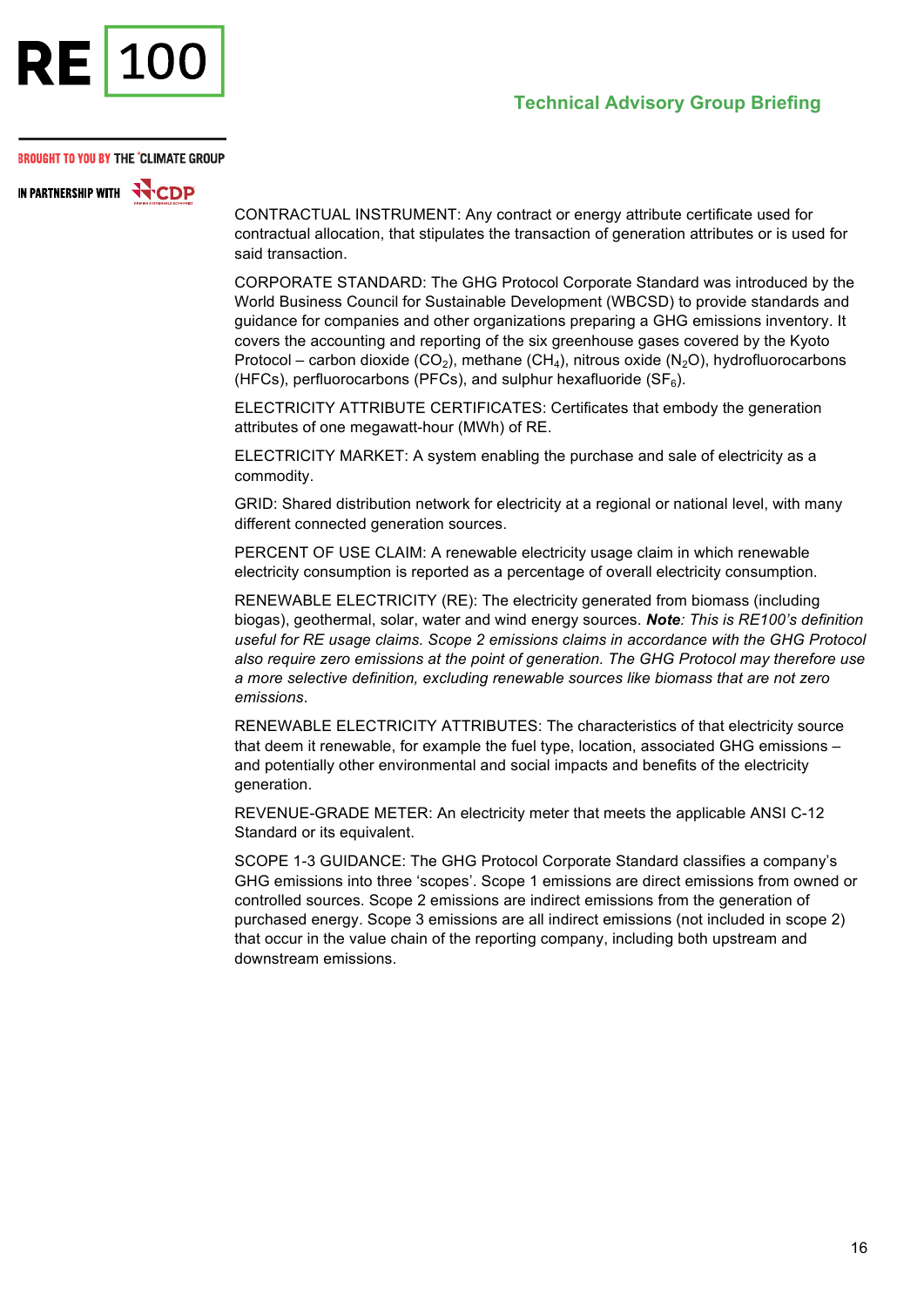CONTRACTUAL INSTRUMENT: Any contract or energy attribute certificate used for contractual allocation, that stipulates the transaction of generation attributes or is used for said transaction.

CORPORATE STANDARD: The GHG Protocol Corporate Standard was introduced by the World Business Council for Sustainable Development (WBCSD) to provide standards and guidance for companies and other organizations preparing a GHG emissions inventory. It covers the accounting and reporting of the six greenhouse gases covered by the Kyoto Protocol – carbon dioxide ($CO_2$), methane ($CH_4$), nitrous oxide ($N_2O$), hydrofluorocarbons (HFCs), perfluorocarbons (PFCs), and sulphur hexafluoride ($SF_6$).

ELECTRICITY ATTRIBUTE CERTIFICATES: Certificates that embody the generation attributes of one megawatt-hour (MWh) of RE.

ELECTRICITY MARKET: A system enabling the purchase and sale of electricity as a commodity.

GRID: Shared distribution network for electricity at a regional or national level, with many different connected generation sources.

PERCENT OF USE CLAIM: A renewable electricity usage claim in which renewable electricity consumption is reported as a percentage of overall electricity consumption.

RENEWABLE ELECTRICITY (RE): The electricity generated from biomass (including biogas), geothermal, solar, water and wind energy sources. ***Note****: This is RE100's definition useful for RE usage claims. Scope 2 emissions claims in accordance with the GHG Protocol also require zero emissions at the point of generation. The GHG Protocol may therefore use a more selective definition, excluding renewable sources like biomass that are not zero emissions*.

RENEWABLE ELECTRICITY ATTRIBUTES: The characteristics of that electricity source that deem it renewable, for example the fuel type, location, associated GHG emissions – and potentially other environmental and social impacts and benefits of the electricity generation.

REVENUE-GRADE METER: An electricity meter that meets the applicable ANSI C-12 Standard or its equivalent.

SCOPE 1-3 GUIDANCE: The GHG Protocol Corporate Standard classifies a company's GHG emissions into three 'scopes'. Scope 1 emissions are direct emissions from owned or controlled sources. Scope 2 emissions are indirect emissions from the generation of purchased energy. Scope 3 emissions are all indirect emissions (not included in scope 2) that occur in the value chain of the reporting company, including both upstream and downstream emissions.